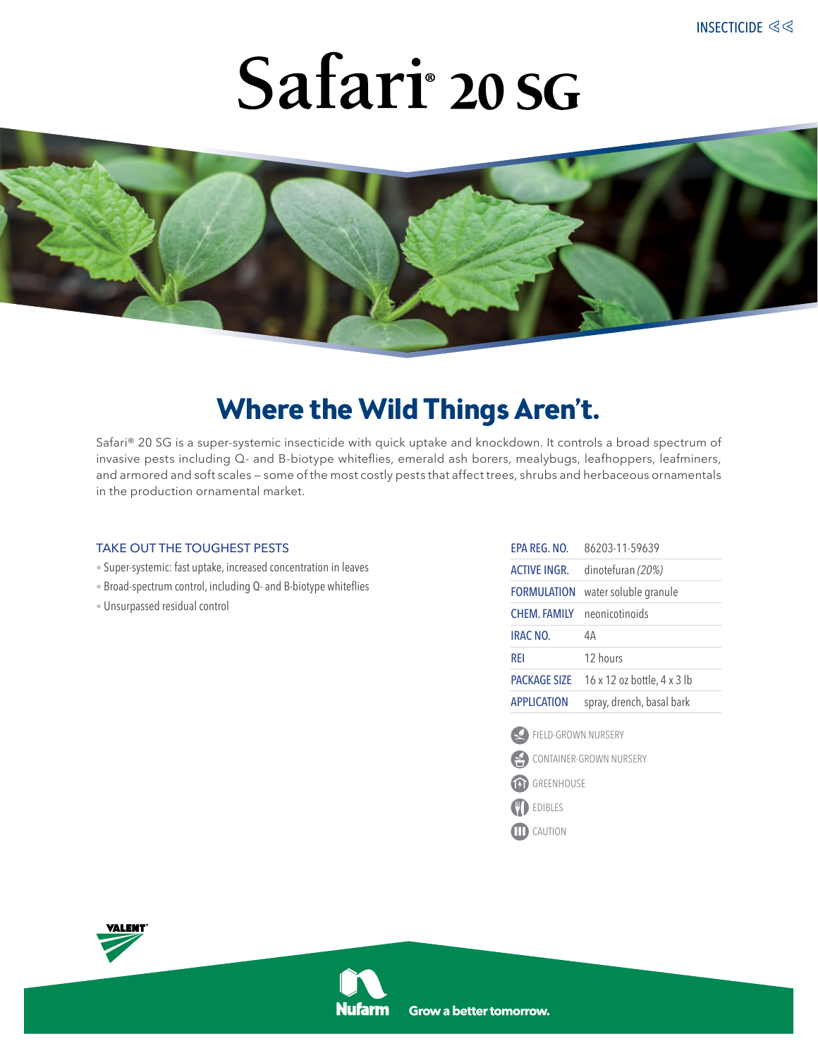INSECTICIDE

# Safari® 20 SG

## Where the Wild Things Aren't.

Safari® 20 SG is a super-systemic insecticide with quick uptake and knockdown. It controls a broad spectrum of invasive pests including Q- and B-biotype whiteflies, emerald ash borers, mealybugs, leafhoppers, leafminers, and armored and soft scales — some of the most costly pests that affect trees, shrubs and herbaceous ornamentals in the production ornamental market.

### TAKE OUT THE TOUGHEST PESTS

- Super-systemic: fast uptake, increased concentration in leaves
- Broad-spectrum control, including Q- and B-biotype whiteflies
- Unsurpassed residual control

| | |
|---|---|
| EPA REG. NO. | 86203-11-59639 |
| ACTIVE INGR. | dinotefuran *(20%)* |
| FORMULATION | water soluble granule |
| CHEM. FAMILY | neonicotinoids |
| IRAC NO. | 4A |
| REI | 12 hours |
| PACKAGE SIZE | 16 x 12 oz bottle, 4 x 3 lb |
| APPLICATION | spray, drench, basal bark |

- FIELD-GROWN NURSERY
- CONTAINER-GROWN NURSERY
- GREENHOUSE
- EDIBLES
- CAUTION

VALENT

Nufarm Grow a better tomorrow.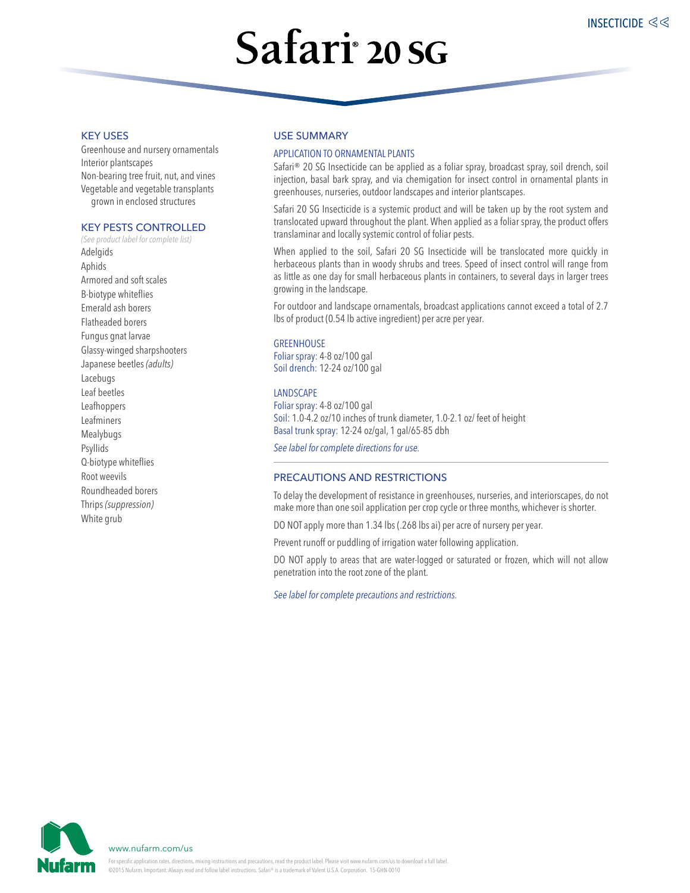INSECTICIDE

# Safari® 20 SG

## KEY USES

Greenhouse and nursery ornamentals
Interior plantscapes
Non-bearing tree fruit, nut, and vines
Vegetable and vegetable transplants grown in enclosed structures

## KEY PESTS CONTROLLED

*(See product label for complete list)*

Adelgids
Aphids
Armored and soft scales
B-biotype whiteflies
Emerald ash borers
Flatheaded borers
Fungus gnat larvae
Glassy-winged sharpshooters
Japanese beetles *(adults)*
Lacebugs
Leaf beetles
Leafhoppers
Leafminers
Mealybugs
Psyllids
Q-biotype whiteflies
Root weevils
Roundheaded borers
Thrips *(suppression)*
White grub

## USE SUMMARY

### APPLICATION TO ORNAMENTAL PLANTS

Safari® 20 SG Insecticide can be applied as a foliar spray, broadcast spray, soil drench, soil injection, basal bark spray, and via chemigation for insect control in ornamental plants in greenhouses, nurseries, outdoor landscapes and interior plantscapes.

Safari 20 SG Insecticide is a systemic product and will be taken up by the root system and translocated upward throughout the plant. When applied as a foliar spray, the product offers translaminar and locally systemic control of foliar pests.

When applied to the soil, Safari 20 SG Insecticide will be translocated more quickly in herbaceous plants than in woody shrubs and trees. Speed of insect control will range from as little as one day for small herbaceous plants in containers, to several days in larger trees growing in the landscape.

For outdoor and landscape ornamentals, broadcast applications cannot exceed a total of 2.7 lbs of product (0.54 lb active ingredient) per acre per year.

### GREENHOUSE

Foliar spray: 4-8 oz/100 gal
Soil drench: 12-24 oz/100 gal

### LANDSCAPE

Foliar spray: 4-8 oz/100 gal
Soil: 1.0-4.2 oz/10 inches of trunk diameter, 1.0-2.1 oz/ feet of height
Basal trunk spray: 12-24 oz/gal, 1 gal/65-85 dbh

*See label for complete directions for use.*

## PRECAUTIONS AND RESTRICTIONS

To delay the development of resistance in greenhouses, nurseries, and interiorscapes, do not make more than one soil application per crop cycle or three months, whichever is shorter.

DO NOT apply more than 1.34 lbs (.268 lbs ai) per acre of nursery per year.

Prevent runoff or puddling of irrigation water following application.

DO NOT apply to areas that are water-logged or saturated or frozen, which will not allow penetration into the root zone of the plant.

*See label for complete precautions and restrictions.*

Nufarm

www.nufarm.com/us

For specific application rates, directions, mixing instructions and precautions, read the product label. Please visit www.nufarm.com/us to download a full label.
©2015 Nufarm. Important: Always read and follow label instructions. Safari® is a trademark of Valent U.S.A. Corporation. 15-GHN-0010